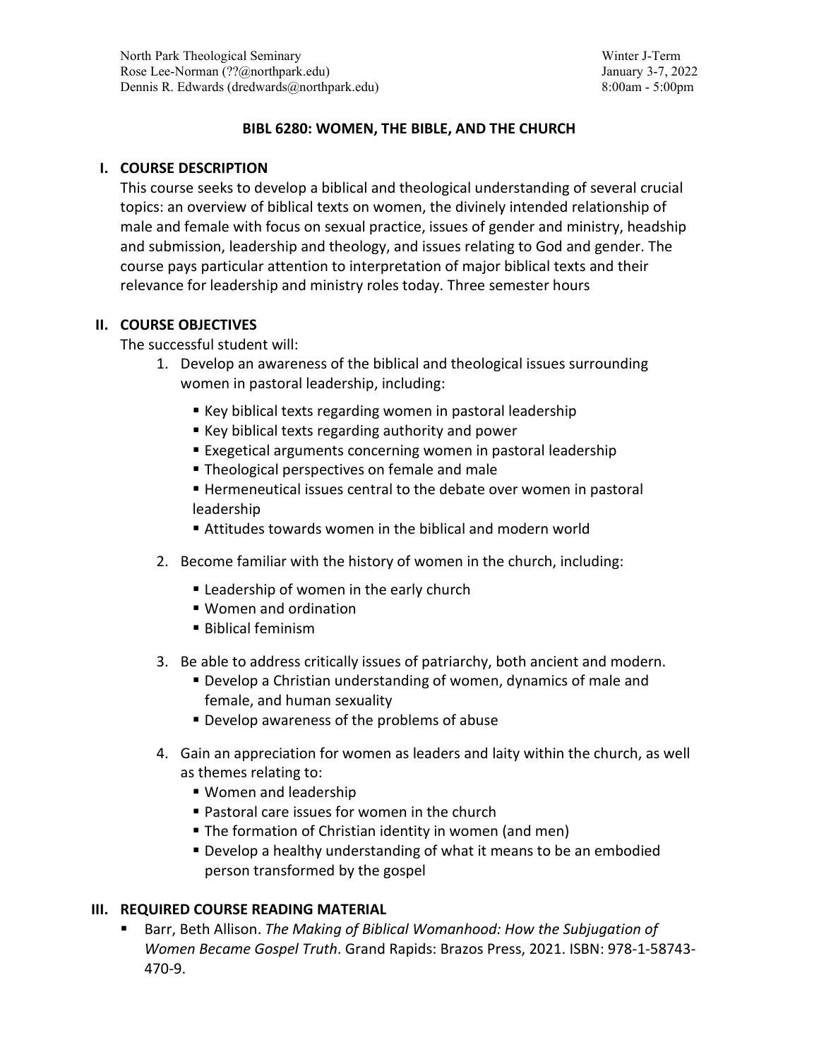North Park Theological Seminary
Rose Lee-Norman (??@northpark.edu)
Dennis R. Edwards (dredwards@northpark.edu)

Winter J-Term
January 3-7, 2022
8:00am - 5:00pm

# BIBL 6280: WOMEN, THE BIBLE, AND THE CHURCH

## I. COURSE DESCRIPTION

This course seeks to develop a biblical and theological understanding of several crucial topics: an overview of biblical texts on women, the divinely intended relationship of male and female with focus on sexual practice, issues of gender and ministry, headship and submission, leadership and theology, and issues relating to God and gender. The course pays particular attention to interpretation of major biblical texts and their relevance for leadership and ministry roles today. Three semester hours

## II. COURSE OBJECTIVES

The successful student will:

1. Develop an awareness of the biblical and theological issues surrounding women in pastoral leadership, including:
   - Key biblical texts regarding women in pastoral leadership
   - Key biblical texts regarding authority and power
   - Exegetical arguments concerning women in pastoral leadership
   - Theological perspectives on female and male
   - Hermeneutical issues central to the debate over women in pastoral leadership
   - Attitudes towards women in the biblical and modern world
2. Become familiar with the history of women in the church, including:
   - Leadership of women in the early church
   - Women and ordination
   - Biblical feminism
3. Be able to address critically issues of patriarchy, both ancient and modern.
   - Develop a Christian understanding of women, dynamics of male and female, and human sexuality
   - Develop awareness of the problems of abuse
4. Gain an appreciation for women as leaders and laity within the church, as well as themes relating to:
   - Women and leadership
   - Pastoral care issues for women in the church
   - The formation of Christian identity in women (and men)
   - Develop a healthy understanding of what it means to be an embodied person transformed by the gospel

## III. REQUIRED COURSE READING MATERIAL

- Barr, Beth Allison. *The Making of Biblical Womanhood: How the Subjugation of Women Became Gospel Truth*. Grand Rapids: Brazos Press, 2021. ISBN: 978-1-58743-470-9.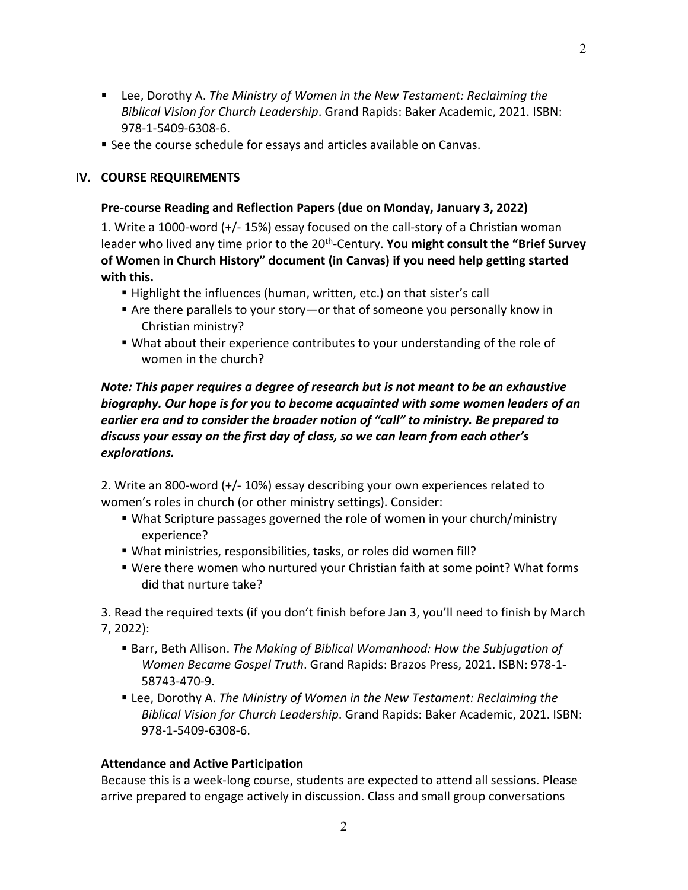- Lee, Dorothy A. *The Ministry of Women in the New Testament: Reclaiming the Biblical Vision for Church Leadership*. Grand Rapids: Baker Academic, 2021. ISBN: 978-1-5409-6308-6.
- See the course schedule for essays and articles available on Canvas.

## IV. COURSE REQUIREMENTS

**Pre-course Reading and Reflection Papers (due on Monday, January 3, 2022)**

1. Write a 1000-word (+/- 15%) essay focused on the call-story of a Christian woman leader who lived any time prior to the 20th-Century. **You might consult the "Brief Survey of Women in Church History" document (in Canvas) if you need help getting started with this.**
   - Highlight the influences (human, written, etc.) on that sister's call
   - Are there parallels to your story—or that of someone you personally know in Christian ministry?
   - What about their experience contributes to your understanding of the role of women in the church?

***Note: This paper requires a degree of research but is not meant to be an exhaustive biography. Our hope is for you to become acquainted with some women leaders of an earlier era and to consider the broader notion of "call" to ministry. Be prepared to discuss your essay on the first day of class, so we can learn from each other's explorations.***

2. Write an 800-word (+/- 10%) essay describing your own experiences related to women's roles in church (or other ministry settings). Consider:
   - What Scripture passages governed the role of women in your church/ministry experience?
   - What ministries, responsibilities, tasks, or roles did women fill?
   - Were there women who nurtured your Christian faith at some point? What forms did that nurture take?

3. Read the required texts (if you don't finish before Jan 3, you'll need to finish by March 7, 2022):
   - Barr, Beth Allison. *The Making of Biblical Womanhood: How the Subjugation of Women Became Gospel Truth*. Grand Rapids: Brazos Press, 2021. ISBN: 978-1-58743-470-9.
   - Lee, Dorothy A. *The Ministry of Women in the New Testament: Reclaiming the Biblical Vision for Church Leadership*. Grand Rapids: Baker Academic, 2021. ISBN: 978-1-5409-6308-6.

**Attendance and Active Participation**

Because this is a week-long course, students are expected to attend all sessions. Please arrive prepared to engage actively in discussion. Class and small group conversations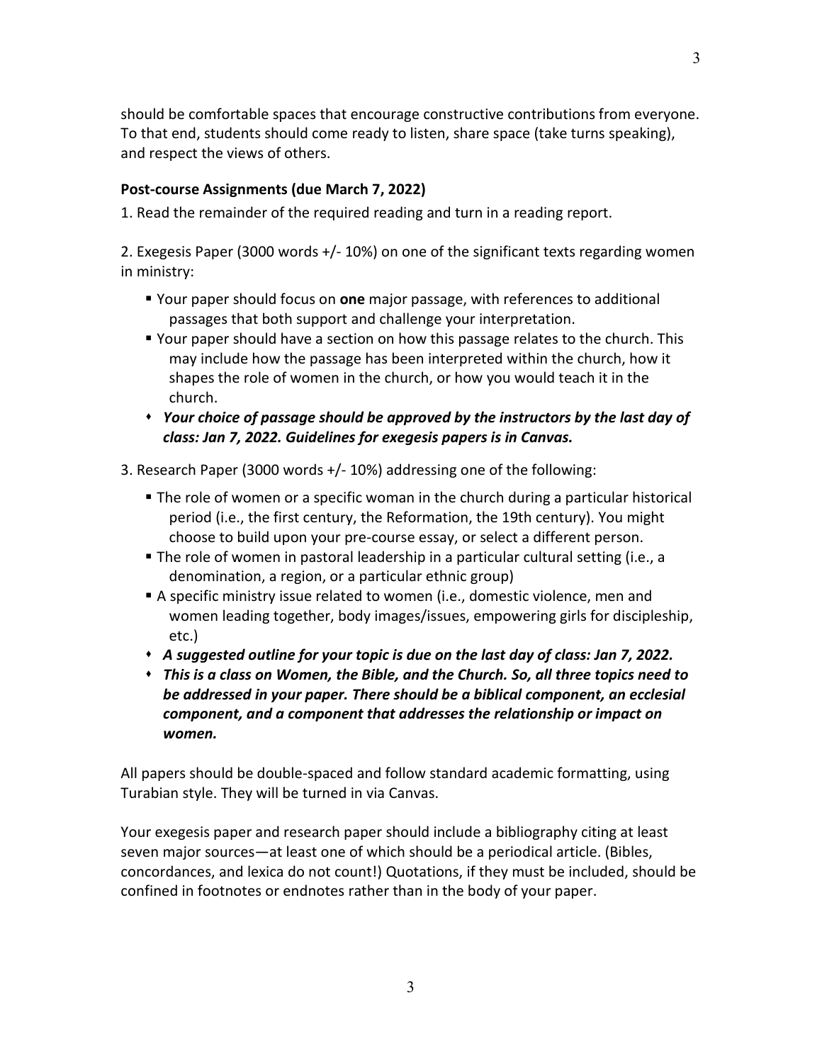should be comfortable spaces that encourage constructive contributions from everyone. To that end, students should come ready to listen, share space (take turns speaking), and respect the views of others.

**Post-course Assignments (due March 7, 2022)**

1. Read the remainder of the required reading and turn in a reading report.

2. Exegesis Paper (3000 words +/- 10%) on one of the significant texts regarding women in ministry:

- Your paper should focus on **one** major passage, with references to additional passages that both support and challenge your interpretation.
- Your paper should have a section on how this passage relates to the church. This may include how the passage has been interpreted within the church, how it shapes the role of women in the church, or how you would teach it in the church.
- ***Your choice of passage should be approved by the instructors by the last day of class: Jan 7, 2022. Guidelines for exegesis papers is in Canvas.***

3. Research Paper (3000 words +/- 10%) addressing one of the following:

- The role of women or a specific woman in the church during a particular historical period (i.e., the first century, the Reformation, the 19th century). You might choose to build upon your pre-course essay, or select a different person.
- The role of women in pastoral leadership in a particular cultural setting (i.e., a denomination, a region, or a particular ethnic group)
- A specific ministry issue related to women (i.e., domestic violence, men and women leading together, body images/issues, empowering girls for discipleship, etc.)
- ***A suggested outline for your topic is due on the last day of class: Jan 7, 2022.***
- ***This is a class on Women, the Bible, and the Church. So, all three topics need to be addressed in your paper. There should be a biblical component, an ecclesial component, and a component that addresses the relationship or impact on women.***

All papers should be double-spaced and follow standard academic formatting, using Turabian style. They will be turned in via Canvas.

Your exegesis paper and research paper should include a bibliography citing at least seven major sources—at least one of which should be a periodical article. (Bibles, concordances, and lexica do not count!) Quotations, if they must be included, should be confined in footnotes or endnotes rather than in the body of your paper.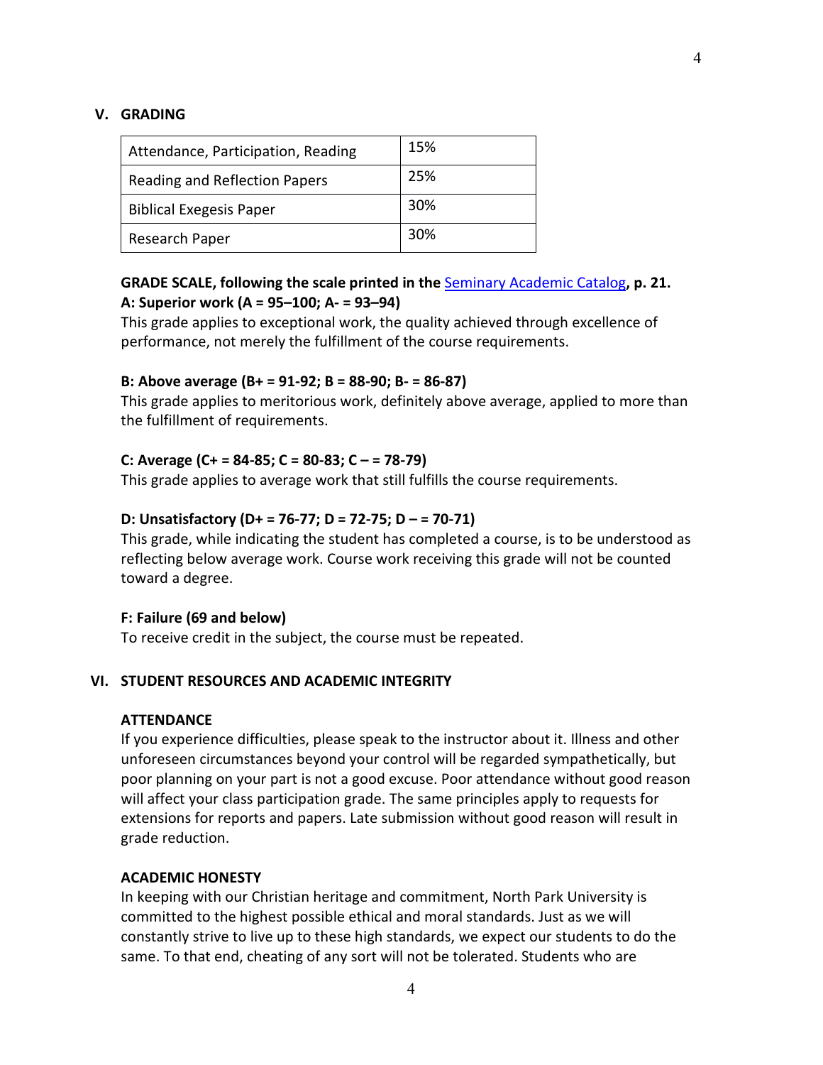## V. GRADING

| Attendance, Participation, Reading | 15% |
|---|---|
| Reading and Reflection Papers | 25% |
| Biblical Exegesis Paper | 30% |
| Research Paper | 30% |

**GRADE SCALE, following the scale printed in the Seminary Academic Catalog, p. 21.**
**A: Superior work (A = 95–100; A- = 93–94)**
This grade applies to exceptional work, the quality achieved through excellence of performance, not merely the fulfillment of the course requirements.

**B: Above average (B+ = 91-92; B = 88-90; B- = 86-87)**
This grade applies to meritorious work, definitely above average, applied to more than the fulfillment of requirements.

**C: Average (C+ = 84-85; C = 80-83; C – = 78-79)**
This grade applies to average work that still fulfills the course requirements.

**D: Unsatisfactory (D+ = 76-77; D = 72-75; D – = 70-71)**
This grade, while indicating the student has completed a course, is to be understood as reflecting below average work. Course work receiving this grade will not be counted toward a degree.

**F: Failure (69 and below)**
To receive credit in the subject, the course must be repeated.

## VI. STUDENT RESOURCES AND ACADEMIC INTEGRITY

**ATTENDANCE**
If you experience difficulties, please speak to the instructor about it. Illness and other unforeseen circumstances beyond your control will be regarded sympathetically, but poor planning on your part is not a good excuse. Poor attendance without good reason will affect your class participation grade. The same principles apply to requests for extensions for reports and papers. Late submission without good reason will result in grade reduction.

**ACADEMIC HONESTY**
In keeping with our Christian heritage and commitment, North Park University is committed to the highest possible ethical and moral standards. Just as we will constantly strive to live up to these high standards, we expect our students to do the same. To that end, cheating of any sort will not be tolerated. Students who are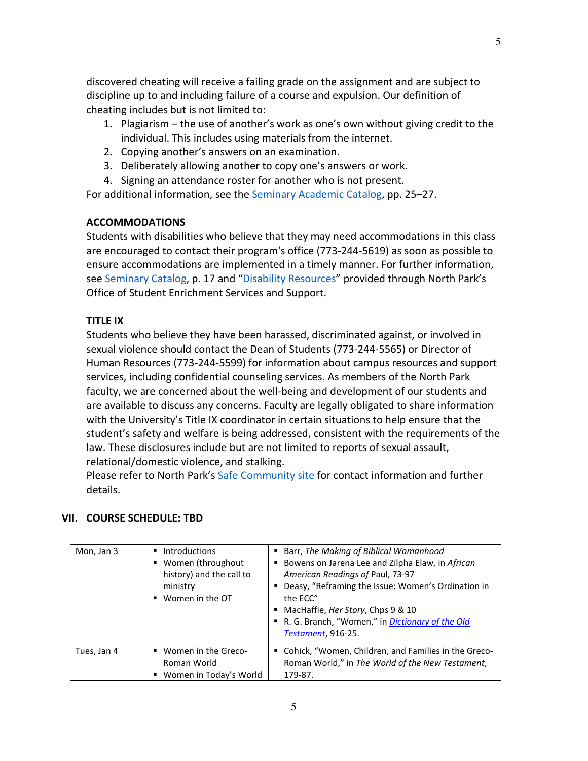discovered cheating will receive a failing grade on the assignment and are subject to discipline up to and including failure of a course and expulsion. Our definition of cheating includes but is not limited to:

1. Plagiarism – the use of another's work as one's own without giving credit to the individual. This includes using materials from the internet.
2. Copying another's answers on an examination.
3. Deliberately allowing another to copy one's answers or work.
4. Signing an attendance roster for another who is not present.

For additional information, see the Seminary Academic Catalog, pp. 25–27.

**ACCOMMODATIONS**

Students with disabilities who believe that they may need accommodations in this class are encouraged to contact their program's office (773-244-5619) as soon as possible to ensure accommodations are implemented in a timely manner. For further information, see Seminary Catalog, p. 17 and "Disability Resources" provided through North Park's Office of Student Enrichment Services and Support.

**TITLE IX**

Students who believe they have been harassed, discriminated against, or involved in sexual violence should contact the Dean of Students (773-244-5565) or Director of Human Resources (773-244-5599) for information about campus resources and support services, including confidential counseling services. As members of the North Park faculty, we are concerned about the well-being and development of our students and are available to discuss any concerns. Faculty are legally obligated to share information with the University's Title IX coordinator in certain situations to help ensure that the student's safety and welfare is being addressed, consistent with the requirements of the law. These disclosures include but are not limited to reports of sexual assault, relational/domestic violence, and stalking.

Please refer to North Park's Safe Community site for contact information and further details.

## VII. COURSE SCHEDULE: TBD

| | | |
|---|---|---|
| Mon, Jan 3 | ▪ Introductions<br>▪ Women (throughout history) and the call to ministry<br>▪ Women in the OT | ▪ Barr, *The Making of Biblical Womanhood*<br>▪ Bowens on Jarena Lee and Zilpha Elaw, in *African American Readings of* Paul, 73-97<br>▪ Deasy, "Reframing the Issue: Women's Ordination in the ECC"<br>▪ MacHaffie, *Her Story*, Chps 9 & 10<br>▪ R. G. Branch, "Women," in *Dictionary of the Old Testament*, 916-25. |
| Tues, Jan 4 | ▪ Women in the Greco-Roman World<br>▪ Women in Today's World | ▪ Cohick, "Women, Children, and Families in the Greco-Roman World," in *The World of the New Testament*, 179-87. |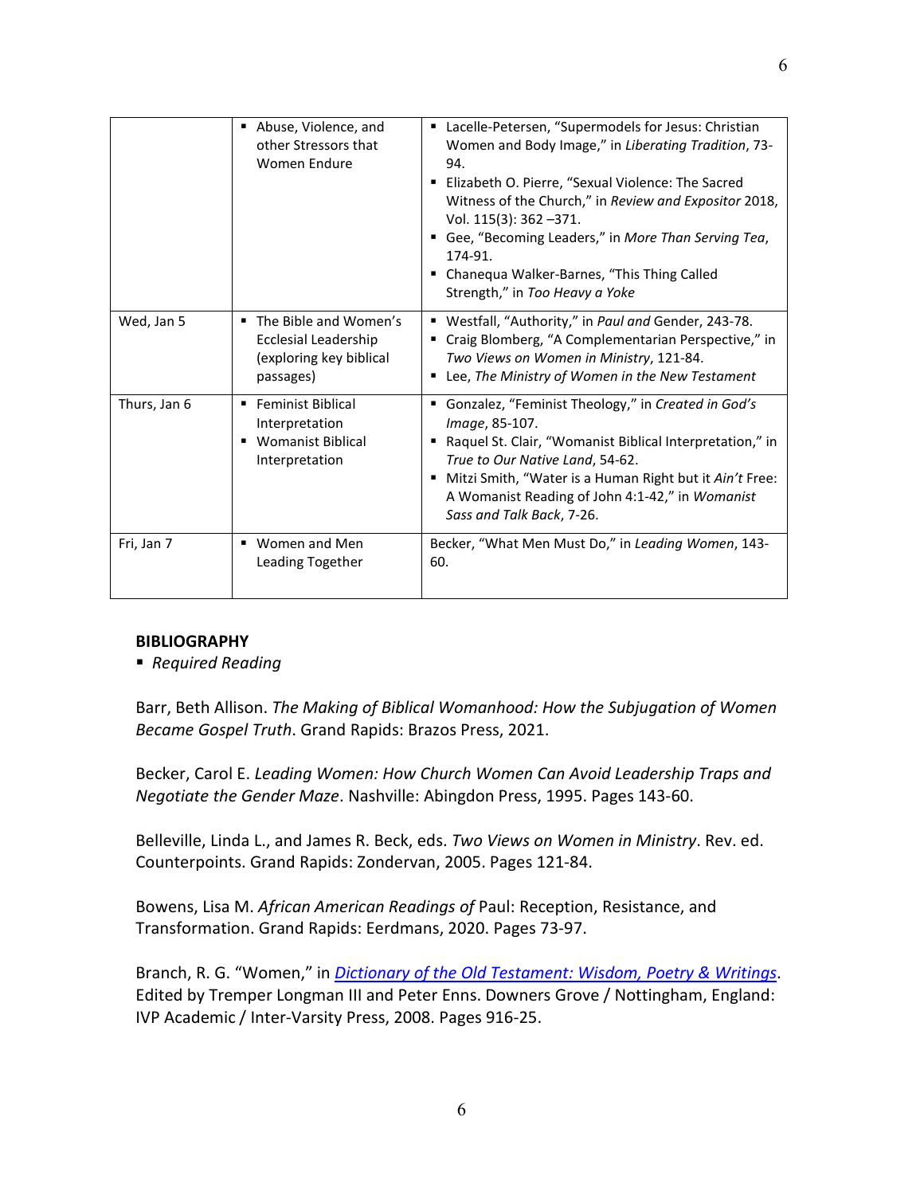| | | |
|---|---|---|
| | ▪ Abuse, Violence, and other Stressors that Women Endure | ▪ Lacelle-Petersen, "Supermodels for Jesus: Christian Women and Body Image," in *Liberating Tradition*, 73-94.<br>▪ Elizabeth O. Pierre, "Sexual Violence: The Sacred Witness of the Church," in *Review and Expositor* 2018, Vol. 115(3): 362 –371.<br>▪ Gee, "Becoming Leaders," in *More Than Serving Tea*, 174-91.<br>▪ Chanequa Walker-Barnes, "This Thing Called Strength," in *Too Heavy a Yoke* |
| Wed, Jan 5 | ▪ The Bible and Women's Ecclesial Leadership (exploring key biblical passages) | ▪ Westfall, "Authority," in *Paul and* Gender, 243-78.<br>▪ Craig Blomberg, "A Complementarian Perspective," in *Two Views on Women in Ministry*, 121-84.<br>▪ Lee, *The Ministry of Women in the New Testament* |
| Thurs, Jan 6 | ▪ Feminist Biblical Interpretation<br>▪ Womanist Biblical Interpretation | ▪ Gonzalez, "Feminist Theology," in *Created in God's Image*, 85-107.<br>▪ Raquel St. Clair, "Womanist Biblical Interpretation," in *True to Our Native Land*, 54-62.<br>▪ Mitzi Smith, "Water is a Human Right but it *Ain't* Free: A Womanist Reading of John 4:1-42," in *Womanist Sass and Talk Back*, 7-26. |
| Fri, Jan 7 | ▪ Women and Men Leading Together | Becker, "What Men Must Do," in *Leading Women*, 143-60. |

**BIBLIOGRAPHY**

▪ *Required Reading*

Barr, Beth Allison. *The Making of Biblical Womanhood: How the Subjugation of Women Became Gospel Truth*. Grand Rapids: Brazos Press, 2021.

Becker, Carol E. *Leading Women: How Church Women Can Avoid Leadership Traps and Negotiate the Gender Maze*. Nashville: Abingdon Press, 1995. Pages 143-60.

Belleville, Linda L., and James R. Beck, eds. *Two Views on Women in Ministry*. Rev. ed. Counterpoints. Grand Rapids: Zondervan, 2005. Pages 121-84.

Bowens, Lisa M. *African American Readings of* Paul: Reception, Resistance, and Transformation. Grand Rapids: Eerdmans, 2020. Pages 73-97.

Branch, R. G. "Women," in *Dictionary of the Old Testament: Wisdom, Poetry & Writings*. Edited by Tremper Longman III and Peter Enns. Downers Grove / Nottingham, England: IVP Academic / Inter-Varsity Press, 2008. Pages 916-25.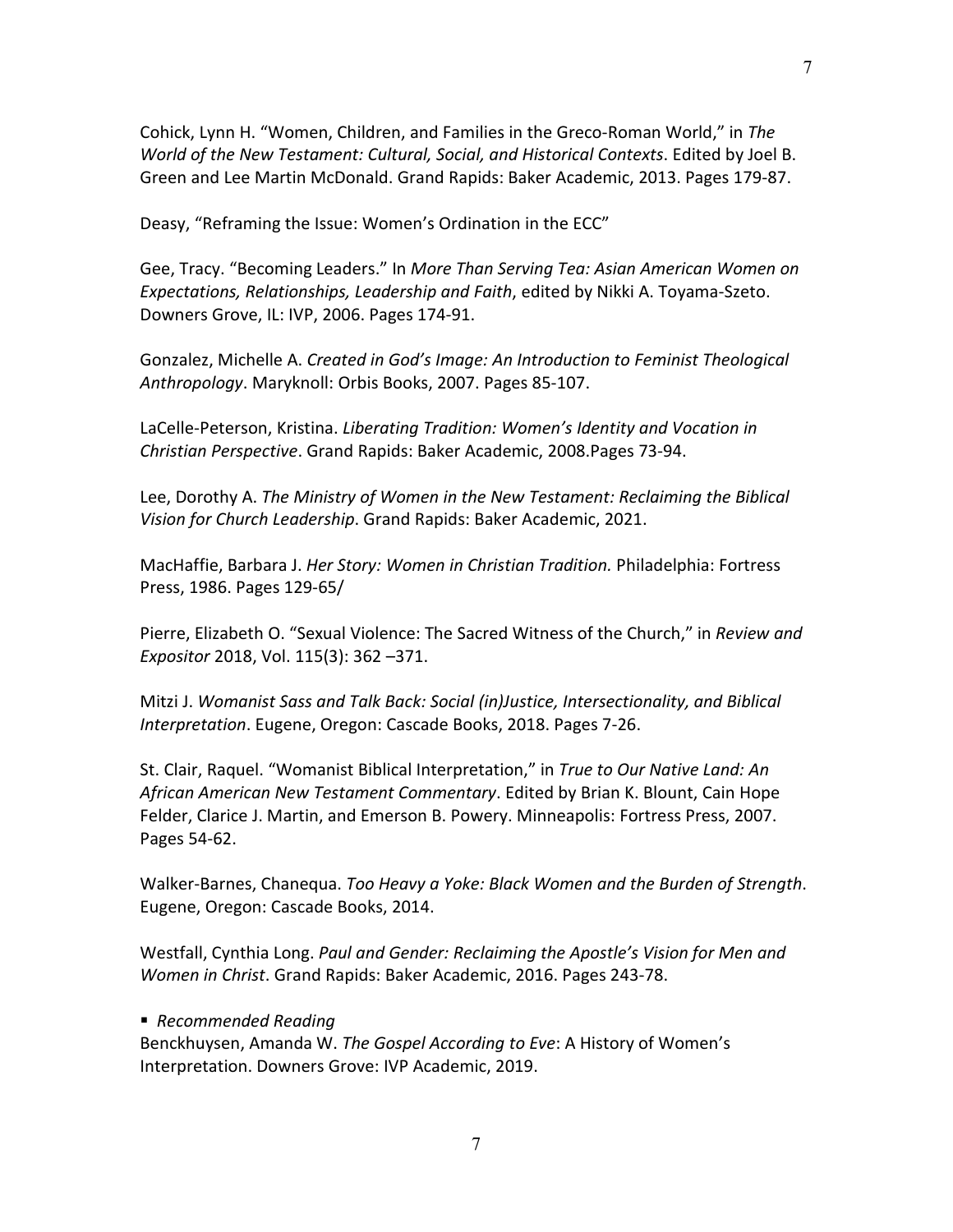Cohick, Lynn H. "Women, Children, and Families in the Greco-Roman World," in *The World of the New Testament: Cultural, Social, and Historical Contexts*. Edited by Joel B. Green and Lee Martin McDonald. Grand Rapids: Baker Academic, 2013. Pages 179-87.

Deasy, "Reframing the Issue: Women's Ordination in the ECC"

Gee, Tracy. "Becoming Leaders." In *More Than Serving Tea: Asian American Women on Expectations, Relationships, Leadership and Faith*, edited by Nikki A. Toyama-Szeto. Downers Grove, IL: IVP, 2006. Pages 174-91.

Gonzalez, Michelle A. *Created in God's Image: An Introduction to Feminist Theological Anthropology*. Maryknoll: Orbis Books, 2007. Pages 85-107.

LaCelle-Peterson, Kristina. *Liberating Tradition: Women's Identity and Vocation in Christian Perspective*. Grand Rapids: Baker Academic, 2008.Pages 73-94.

Lee, Dorothy A. *The Ministry of Women in the New Testament: Reclaiming the Biblical Vision for Church Leadership*. Grand Rapids: Baker Academic, 2021.

MacHaffie, Barbara J. *Her Story: Women in Christian Tradition.* Philadelphia: Fortress Press, 1986. Pages 129-65/

Pierre, Elizabeth O. "Sexual Violence: The Sacred Witness of the Church," in *Review and Expositor* 2018, Vol. 115(3): 362 –371.

Mitzi J. *Womanist Sass and Talk Back: Social (in)Justice, Intersectionality, and Biblical Interpretation*. Eugene, Oregon: Cascade Books, 2018. Pages 7-26.

St. Clair, Raquel. "Womanist Biblical Interpretation," in *True to Our Native Land: An African American New Testament Commentary*. Edited by Brian K. Blount, Cain Hope Felder, Clarice J. Martin, and Emerson B. Powery. Minneapolis: Fortress Press, 2007. Pages 54-62.

Walker-Barnes, Chanequa. *Too Heavy a Yoke: Black Women and the Burden of Strength*. Eugene, Oregon: Cascade Books, 2014.

Westfall, Cynthia Long. *Paul and Gender: Reclaiming the Apostle's Vision for Men and Women in Christ*. Grand Rapids: Baker Academic, 2016. Pages 243-78.

- *Recommended Reading*

Benckhuysen, Amanda W. *The Gospel According to Eve*: A History of Women's Interpretation. Downers Grove: IVP Academic, 2019.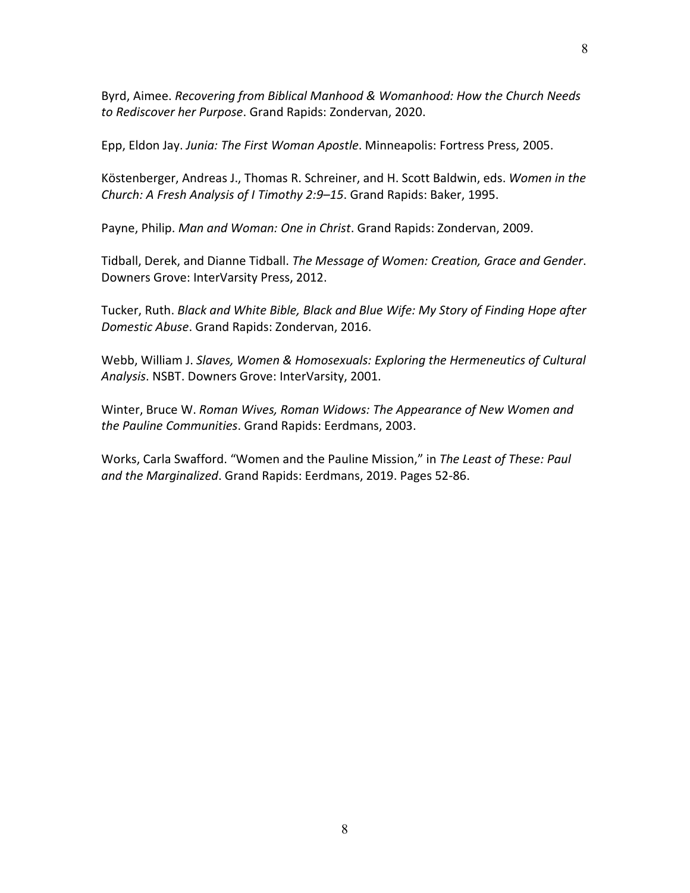Byrd, Aimee. *Recovering from Biblical Manhood & Womanhood: How the Church Needs to Rediscover her Purpose*. Grand Rapids: Zondervan, 2020.

Epp, Eldon Jay. *Junia: The First Woman Apostle*. Minneapolis: Fortress Press, 2005.

Köstenberger, Andreas J., Thomas R. Schreiner, and H. Scott Baldwin, eds. *Women in the Church: A Fresh Analysis of I Timothy 2:9–15*. Grand Rapids: Baker, 1995.

Payne, Philip. *Man and Woman: One in Christ*. Grand Rapids: Zondervan, 2009.

Tidball, Derek, and Dianne Tidball. *The Message of Women: Creation, Grace and Gender*. Downers Grove: InterVarsity Press, 2012.

Tucker, Ruth. *Black and White Bible, Black and Blue Wife: My Story of Finding Hope after Domestic Abuse*. Grand Rapids: Zondervan, 2016.

Webb, William J. *Slaves, Women & Homosexuals: Exploring the Hermeneutics of Cultural Analysis*. NSBT. Downers Grove: InterVarsity, 2001.

Winter, Bruce W. *Roman Wives, Roman Widows: The Appearance of New Women and the Pauline Communities*. Grand Rapids: Eerdmans, 2003.

Works, Carla Swafford. "Women and the Pauline Mission," in *The Least of These: Paul and the Marginalized*. Grand Rapids: Eerdmans, 2019. Pages 52-86.